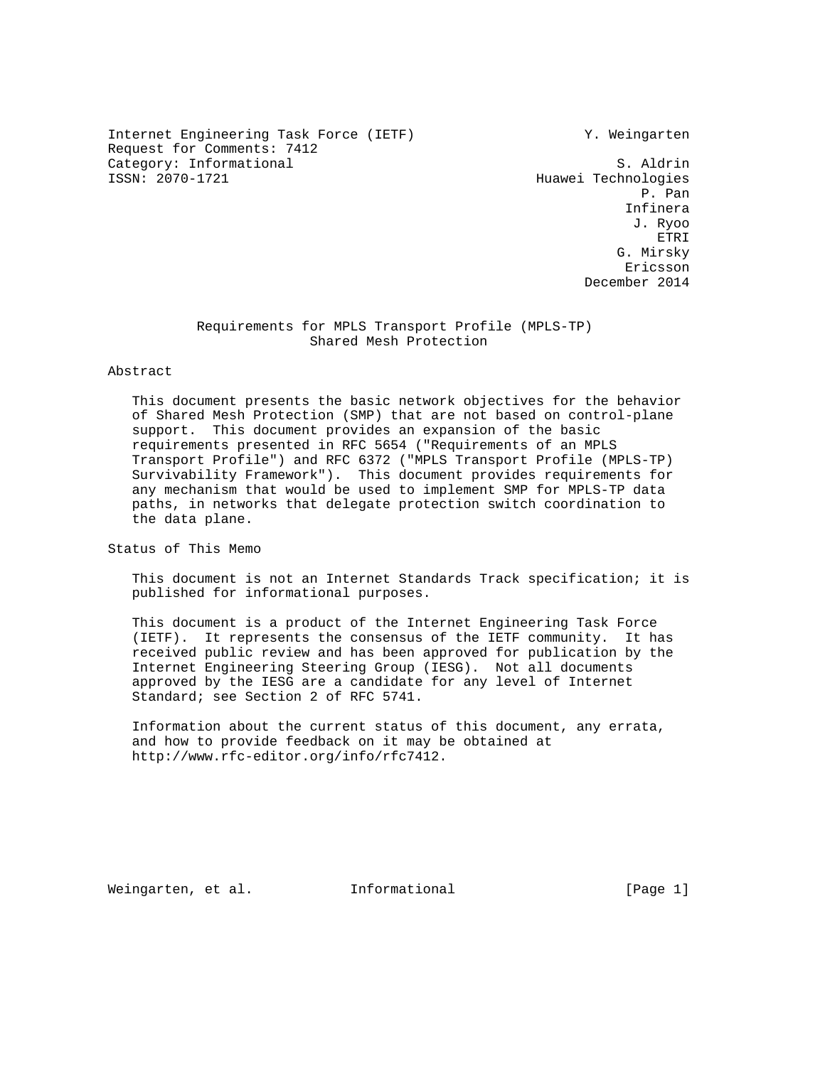Internet Engineering Task Force (IETF)
Request for Comments: 7412
Category: Informational
ISSN: 2070-1721

Y. Weingarten

S. Aldrin
Huawei Technologies

P. Pan
Infinera

J. Ryoo
ETRI

G. Mirsky
Ericsson

December 2014

# Requirements for MPLS Transport Profile (MPLS-TP) Shared Mesh Protection

## Abstract

This document presents the basic network objectives for the behavior of Shared Mesh Protection (SMP) that are not based on control-plane support. This document provides an expansion of the basic requirements presented in RFC 5654 ("Requirements of an MPLS Transport Profile") and RFC 6372 ("MPLS Transport Profile (MPLS-TP) Survivability Framework"). This document provides requirements for any mechanism that would be used to implement SMP for MPLS-TP data paths, in networks that delegate protection switch coordination to the data plane.

## Status of This Memo

This document is not an Internet Standards Track specification; it is published for informational purposes.

This document is a product of the Internet Engineering Task Force (IETF). It represents the consensus of the IETF community. It has received public review and has been approved for publication by the Internet Engineering Steering Group (IESG). Not all documents approved by the IESG are a candidate for any level of Internet Standard; see Section 2 of RFC 5741.

Information about the current status of this document, any errata, and how to provide feedback on it may be obtained at http://www.rfc-editor.org/info/rfc7412.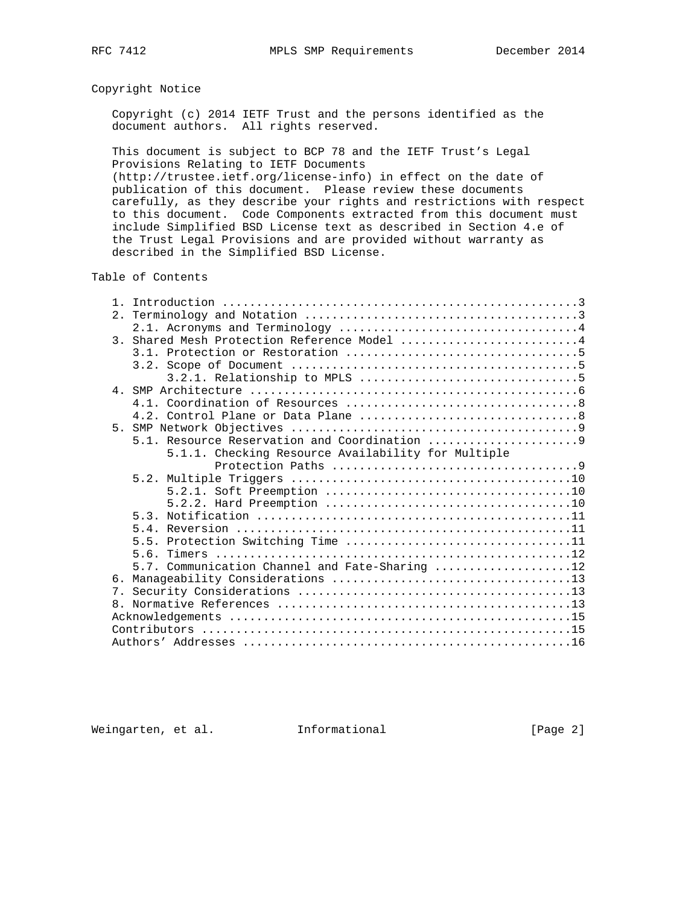## Copyright Notice

Copyright (c) 2014 IETF Trust and the persons identified as the document authors. All rights reserved.

This document is subject to BCP 78 and the IETF Trust's Legal Provisions Relating to IETF Documents (http://trustee.ietf.org/license-info) in effect on the date of publication of this document. Please review these documents carefully, as they describe your rights and restrictions with respect to this document. Code Components extracted from this document must include Simplified BSD License text as described in Section 4.e of the Trust Legal Provisions and are provided without warranty as described in the Simplified BSD License.

## Table of Contents

```
   1. Introduction ....................................................3
   2. Terminology and Notation ........................................3
      2.1. Acronyms and Terminology ...................................4
   3. Shared Mesh Protection Reference Model ..........................4
      3.1. Protection or Restoration ..................................5
      3.2. Scope of Document ..........................................5
           3.2.1. Relationship to MPLS ................................5
   4. SMP Architecture ................................................6
      4.1. Coordination of Resources ..................................8
      4.2. Control Plane or Data Plane ................................8
   5. SMP Network Objectives ..........................................9
      5.1. Resource Reservation and Coordination ......................9
           5.1.1. Checking Resource Availability for Multiple
                  Protection Paths ....................................9
      5.2. Multiple Triggers .........................................10
           5.2.1. Soft Preemption ....................................10
           5.2.2. Hard Preemption ....................................10
      5.3. Notification ..............................................11
      5.4. Reversion .................................................11
      5.5. Protection Switching Time .................................11
      5.6. Timers ....................................................12
      5.7. Communication Channel and Fate-Sharing ....................12
   6. Manageability Considerations ...................................13
   7. Security Considerations ........................................13
   8. Normative References ...........................................13
   Acknowledgements ..................................................15
   Contributors ......................................................15
   Authors' Addresses ................................................16
```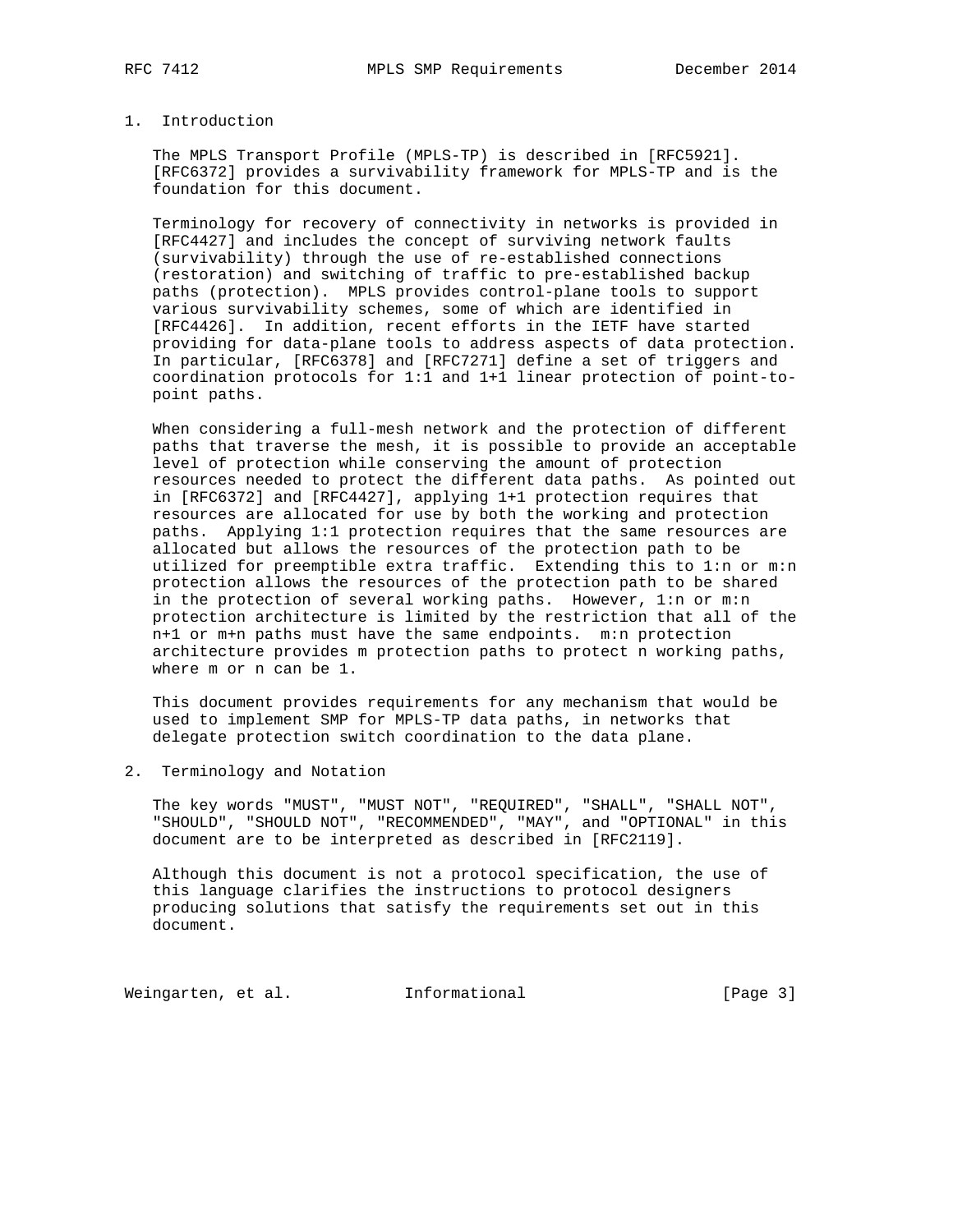## 1. Introduction

The MPLS Transport Profile (MPLS-TP) is described in [RFC5921]. [RFC6372] provides a survivability framework for MPLS-TP and is the foundation for this document.

Terminology for recovery of connectivity in networks is provided in [RFC4427] and includes the concept of surviving network faults (survivability) through the use of re-established connections (restoration) and switching of traffic to pre-established backup paths (protection). MPLS provides control-plane tools to support various survivability schemes, some of which are identified in [RFC4426]. In addition, recent efforts in the IETF have started providing for data-plane tools to address aspects of data protection. In particular, [RFC6378] and [RFC7271] define a set of triggers and coordination protocols for 1:1 and 1+1 linear protection of point-to-point paths.

When considering a full-mesh network and the protection of different paths that traverse the mesh, it is possible to provide an acceptable level of protection while conserving the amount of protection resources needed to protect the different data paths. As pointed out in [RFC6372] and [RFC4427], applying 1+1 protection requires that resources are allocated for use by both the working and protection paths. Applying 1:1 protection requires that the same resources are allocated but allows the resources of the protection path to be utilized for preemptible extra traffic. Extending this to 1:n or m:n protection allows the resources of the protection path to be shared in the protection of several working paths. However, 1:n or m:n protection architecture is limited by the restriction that all of the n+1 or m+n paths must have the same endpoints. m:n protection architecture provides m protection paths to protect n working paths, where m or n can be 1.

This document provides requirements for any mechanism that would be used to implement SMP for MPLS-TP data paths, in networks that delegate protection switch coordination to the data plane.

## 2. Terminology and Notation

The key words "MUST", "MUST NOT", "REQUIRED", "SHALL", "SHALL NOT", "SHOULD", "SHOULD NOT", "RECOMMENDED", "MAY", and "OPTIONAL" in this document are to be interpreted as described in [RFC2119].

Although this document is not a protocol specification, the use of this language clarifies the instructions to protocol designers producing solutions that satisfy the requirements set out in this document.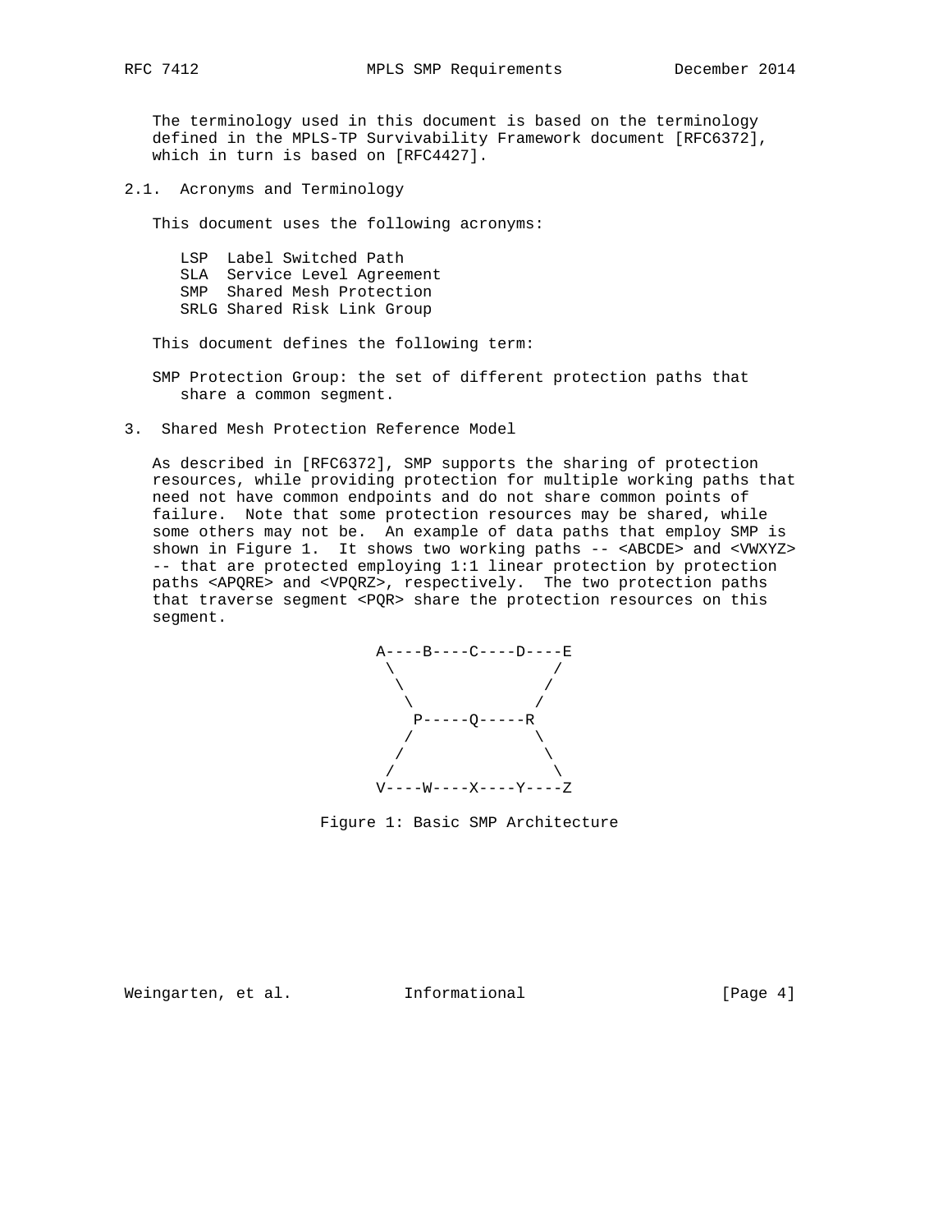The terminology used in this document is based on the terminology defined in the MPLS-TP Survivability Framework document [RFC6372], which in turn is based on [RFC4427].

### 2.1. Acronyms and Terminology

This document uses the following acronyms:

- LSP Label Switched Path
- SLA Service Level Agreement
- SMP Shared Mesh Protection
- SRLG Shared Risk Link Group

This document defines the following term:

SMP Protection Group: the set of different protection paths that share a common segment.

## 3. Shared Mesh Protection Reference Model

As described in [RFC6372], SMP supports the sharing of protection resources, while providing protection for multiple working paths that need not have common endpoints and do not share common points of failure. Note that some protection resources may be shared, while some others may not be. An example of data paths that employ SMP is shown in Figure 1. It shows two working paths -- <ABCDE> and <VWXYZ> -- that are protected employing 1:1 linear protection by protection paths <APQRE> and <VPQRZ>, respectively. The two protection paths that traverse segment <PQR> share the protection resources on this segment.

```
A----B----C----D----E
 \                 /
  \               /
   \             /
    P-----Q-----R
   /             \
  /               \
 /                 \
V----W----X----Y----Z
```

Figure 1: Basic SMP Architecture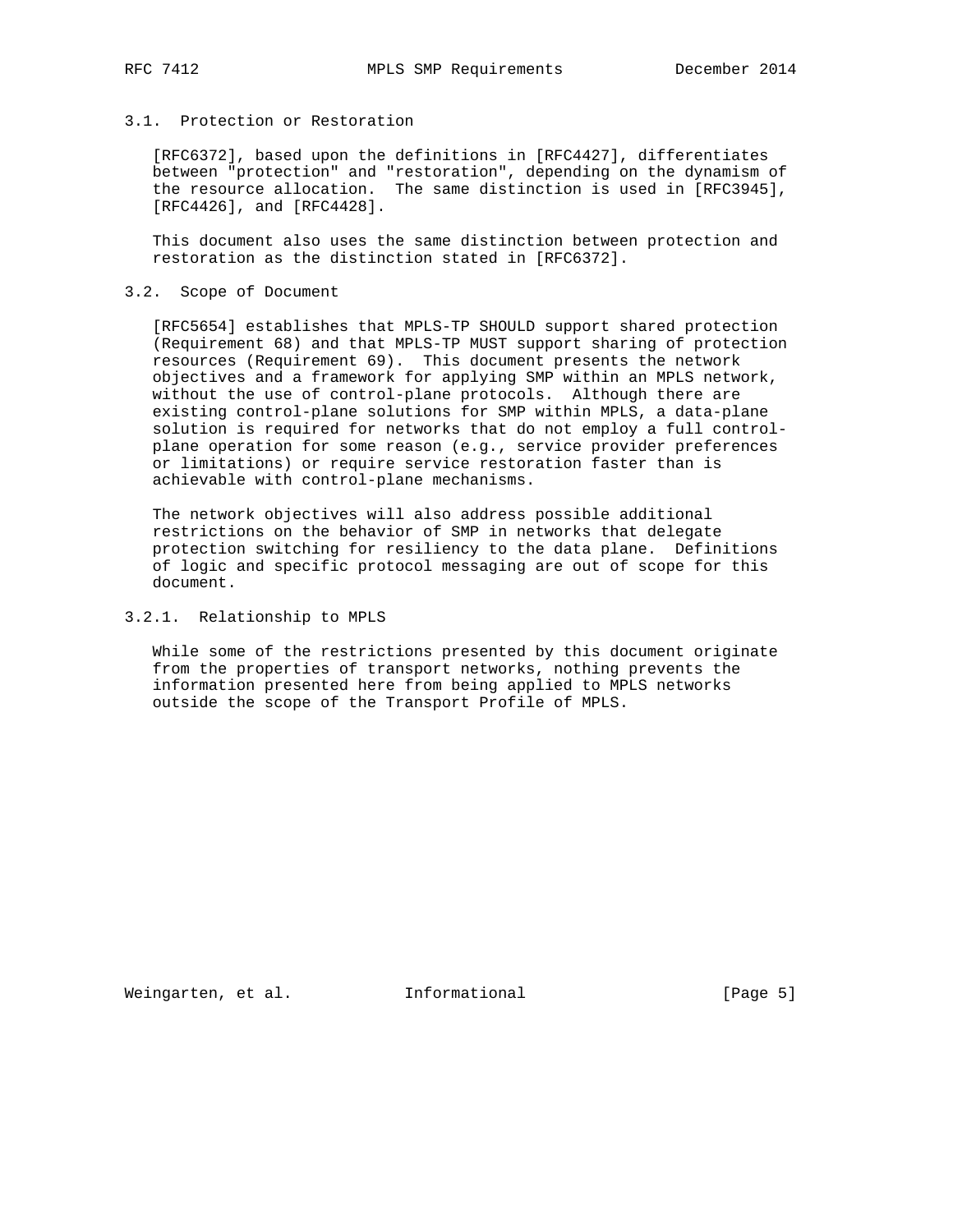### 3.1. Protection or Restoration

[RFC6372], based upon the definitions in [RFC4427], differentiates between "protection" and "restoration", depending on the dynamism of the resource allocation. The same distinction is used in [RFC3945], [RFC4426], and [RFC4428].

This document also uses the same distinction between protection and restoration as the distinction stated in [RFC6372].

### 3.2. Scope of Document

[RFC5654] establishes that MPLS-TP SHOULD support shared protection (Requirement 68) and that MPLS-TP MUST support sharing of protection resources (Requirement 69). This document presents the network objectives and a framework for applying SMP within an MPLS network, without the use of control-plane protocols. Although there are existing control-plane solutions for SMP within MPLS, a data-plane solution is required for networks that do not employ a full control-plane operation for some reason (e.g., service provider preferences or limitations) or require service restoration faster than is achievable with control-plane mechanisms.

The network objectives will also address possible additional restrictions on the behavior of SMP in networks that delegate protection switching for resiliency to the data plane. Definitions of logic and specific protocol messaging are out of scope for this document.

#### 3.2.1. Relationship to MPLS

While some of the restrictions presented by this document originate from the properties of transport networks, nothing prevents the information presented here from being applied to MPLS networks outside the scope of the Transport Profile of MPLS.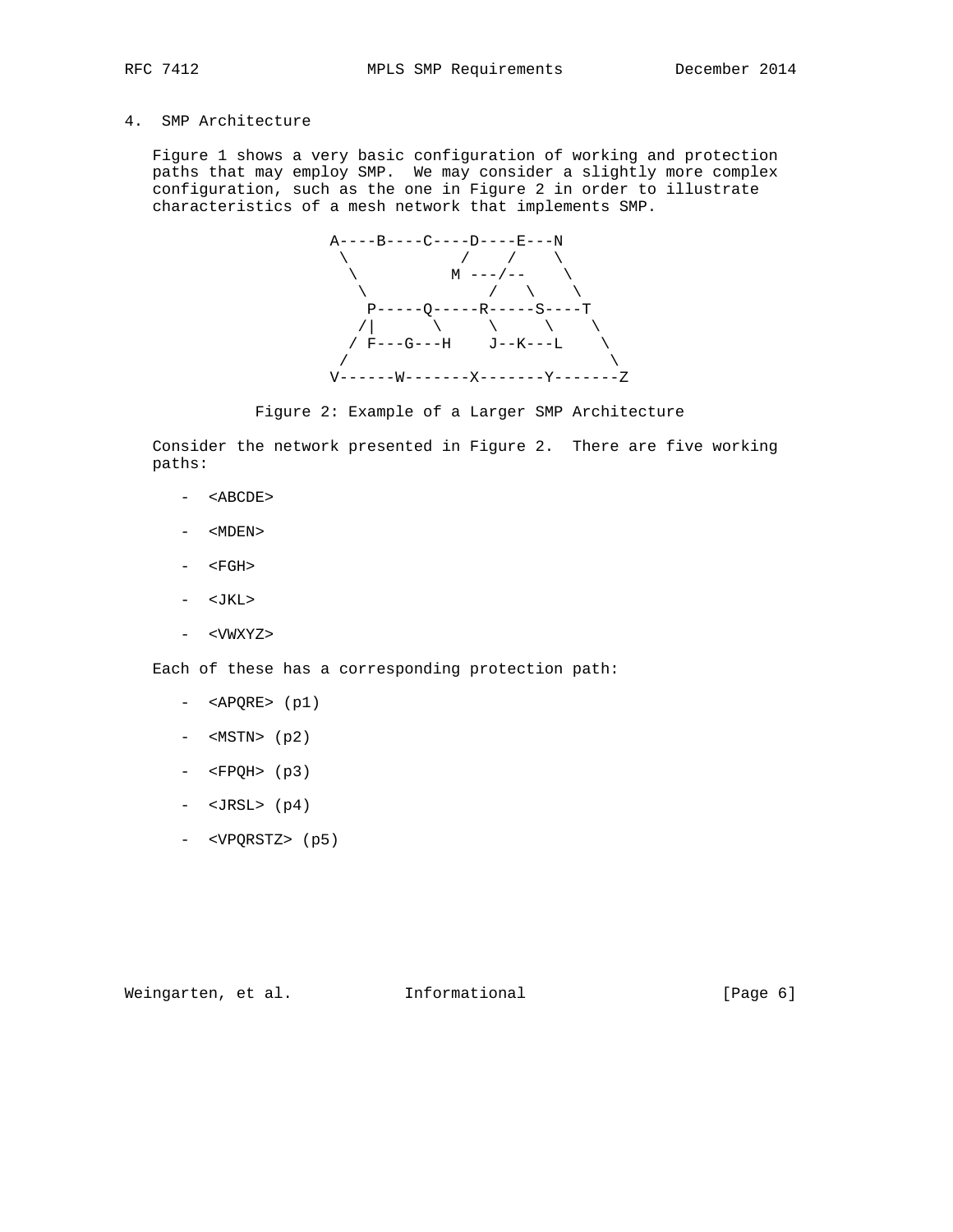## 4. SMP Architecture

Figure 1 shows a very basic configuration of working and protection paths that may employ SMP. We may consider a slightly more complex configuration, such as the one in Figure 2 in order to illustrate characteristics of a mesh network that implements SMP.

```
                A----B----C----D----E---N
                 \           /    /    \
                  \         M ---/--    \
                   \            /   \    \
                    P-----Q-----R-----S----T
                   /|      \     \     \    \
                  / F---G---H    J--K---L    \
                 /                            \
                V------W-------X-------Y-------Z
```

Figure 2: Example of a Larger SMP Architecture

Consider the network presented in Figure 2. There are five working paths:

- <ABCDE>
- <MDEN>
- <FGH>
- <JKL>
- <VWXYZ>

Each of these has a corresponding protection path:

- <APQRE> (p1)
- <MSTN> (p2)
- <FPQH> (p3)
- <JRSL> (p4)
- <VPQRSTZ> (p5)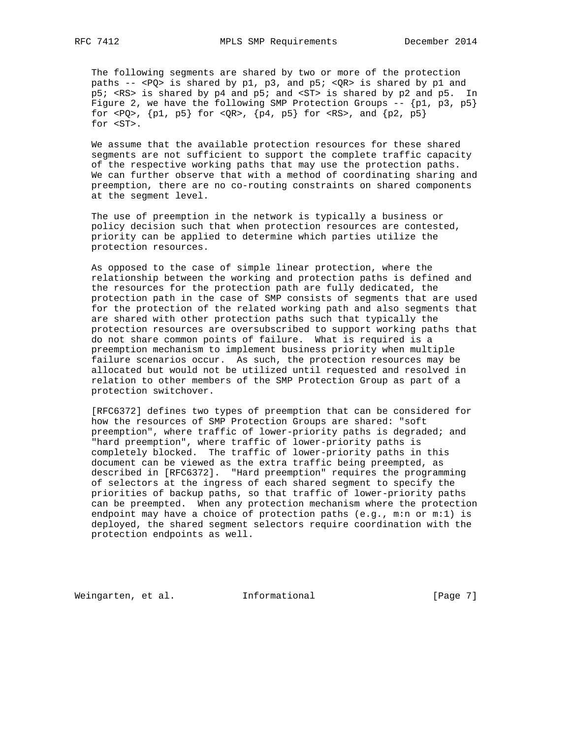The following segments are shared by two or more of the protection paths -- <PQ> is shared by p1, p3, and p5; <QR> is shared by p1 and p5; <RS> is shared by p4 and p5; and <ST> is shared by p2 and p5. In Figure 2, we have the following SMP Protection Groups -- {p1, p3, p5} for <PQ>, {p1, p5} for <QR>, {p4, p5} for <RS>, and {p2, p5} for <ST>.

We assume that the available protection resources for these shared segments are not sufficient to support the complete traffic capacity of the respective working paths that may use the protection paths. We can further observe that with a method of coordinating sharing and preemption, there are no co-routing constraints on shared components at the segment level.

The use of preemption in the network is typically a business or policy decision such that when protection resources are contested, priority can be applied to determine which parties utilize the protection resources.

As opposed to the case of simple linear protection, where the relationship between the working and protection paths is defined and the resources for the protection path are fully dedicated, the protection path in the case of SMP consists of segments that are used for the protection of the related working path and also segments that are shared with other protection paths such that typically the protection resources are oversubscribed to support working paths that do not share common points of failure. What is required is a preemption mechanism to implement business priority when multiple failure scenarios occur. As such, the protection resources may be allocated but would not be utilized until requested and resolved in relation to other members of the SMP Protection Group as part of a protection switchover.

[RFC6372] defines two types of preemption that can be considered for how the resources of SMP Protection Groups are shared: "soft preemption", where traffic of lower-priority paths is degraded; and "hard preemption", where traffic of lower-priority paths is completely blocked. The traffic of lower-priority paths in this document can be viewed as the extra traffic being preempted, as described in [RFC6372]. "Hard preemption" requires the programming of selectors at the ingress of each shared segment to specify the priorities of backup paths, so that traffic of lower-priority paths can be preempted. When any protection mechanism where the protection endpoint may have a choice of protection paths (e.g., m:n or m:1) is deployed, the shared segment selectors require coordination with the protection endpoints as well.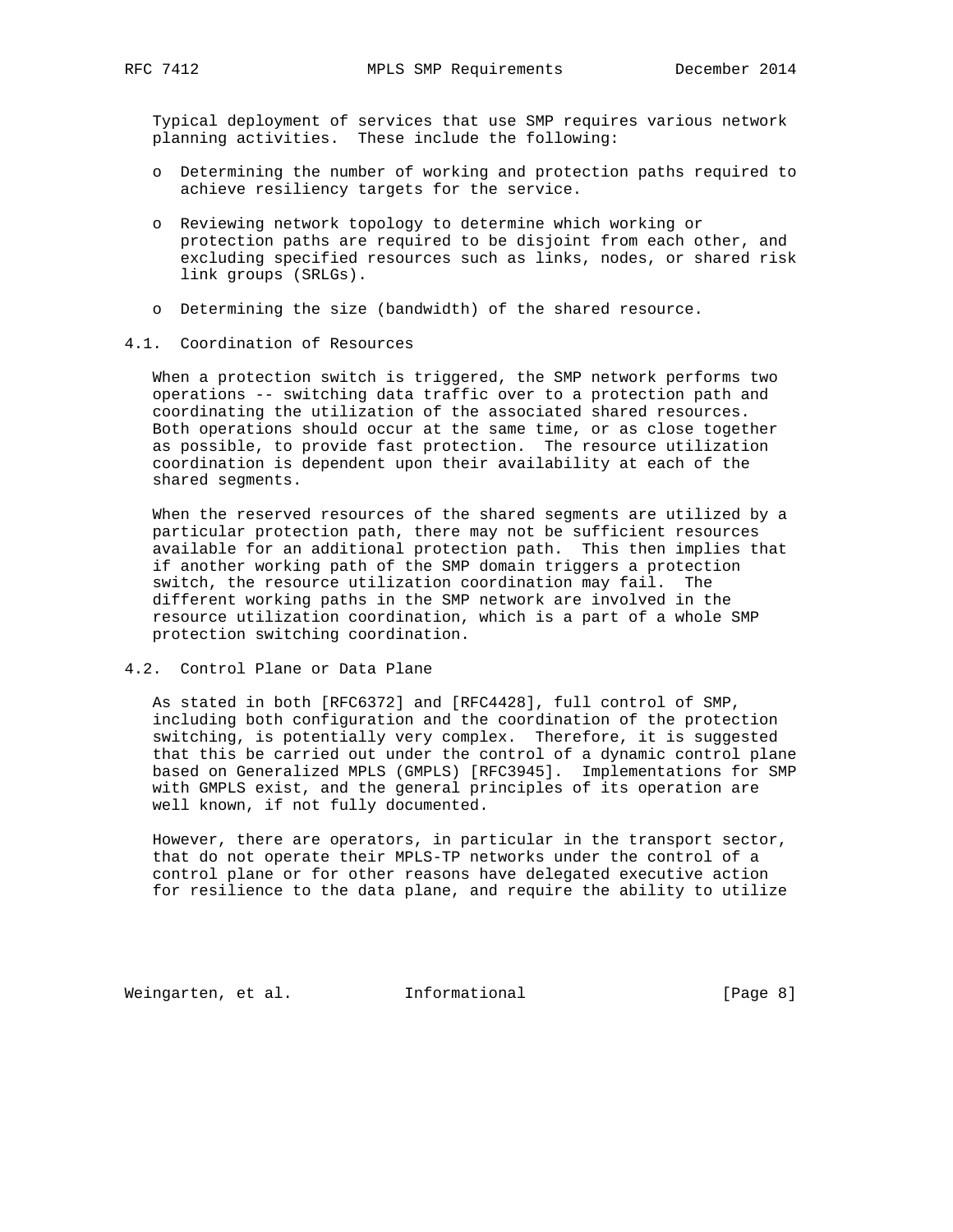Typical deployment of services that use SMP requires various network planning activities. These include the following:

- Determining the number of working and protection paths required to achieve resiliency targets for the service.
- Reviewing network topology to determine which working or protection paths are required to be disjoint from each other, and excluding specified resources such as links, nodes, or shared risk link groups (SRLGs).
- Determining the size (bandwidth) of the shared resource.

## 4.1. Coordination of Resources

When a protection switch is triggered, the SMP network performs two operations -- switching data traffic over to a protection path and coordinating the utilization of the associated shared resources. Both operations should occur at the same time, or as close together as possible, to provide fast protection. The resource utilization coordination is dependent upon their availability at each of the shared segments.

When the reserved resources of the shared segments are utilized by a particular protection path, there may not be sufficient resources available for an additional protection path. This then implies that if another working path of the SMP domain triggers a protection switch, the resource utilization coordination may fail. The different working paths in the SMP network are involved in the resource utilization coordination, which is a part of a whole SMP protection switching coordination.

## 4.2. Control Plane or Data Plane

As stated in both [RFC6372] and [RFC4428], full control of SMP, including both configuration and the coordination of the protection switching, is potentially very complex. Therefore, it is suggested that this be carried out under the control of a dynamic control plane based on Generalized MPLS (GMPLS) [RFC3945]. Implementations for SMP with GMPLS exist, and the general principles of its operation are well known, if not fully documented.

However, there are operators, in particular in the transport sector, that do not operate their MPLS-TP networks under the control of a control plane or for other reasons have delegated executive action for resilience to the data plane, and require the ability to utilize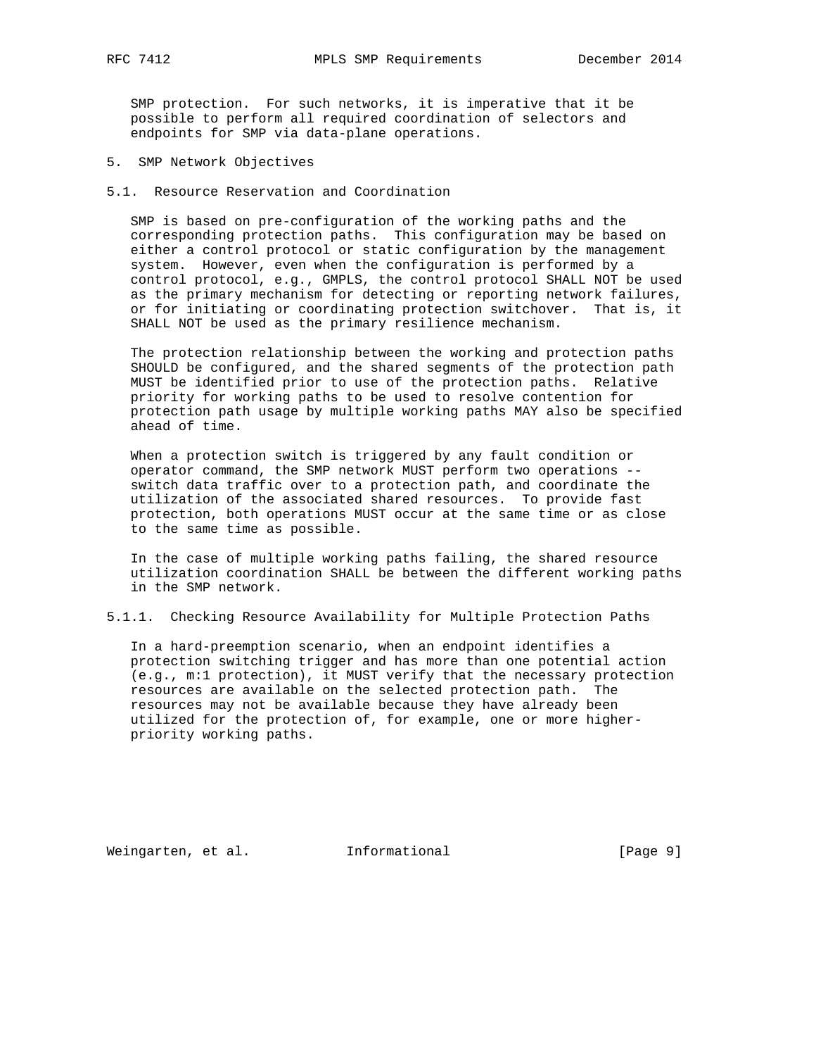SMP protection. For such networks, it is imperative that it be possible to perform all required coordination of selectors and endpoints for SMP via data-plane operations.

## 5. SMP Network Objectives

### 5.1. Resource Reservation and Coordination

SMP is based on pre-configuration of the working paths and the corresponding protection paths. This configuration may be based on either a control protocol or static configuration by the management system. However, even when the configuration is performed by a control protocol, e.g., GMPLS, the control protocol SHALL NOT be used as the primary mechanism for detecting or reporting network failures, or for initiating or coordinating protection switchover. That is, it SHALL NOT be used as the primary resilience mechanism.

The protection relationship between the working and protection paths SHOULD be configured, and the shared segments of the protection path MUST be identified prior to use of the protection paths. Relative priority for working paths to be used to resolve contention for protection path usage by multiple working paths MAY also be specified ahead of time.

When a protection switch is triggered by any fault condition or operator command, the SMP network MUST perform two operations -- switch data traffic over to a protection path, and coordinate the utilization of the associated shared resources. To provide fast protection, both operations MUST occur at the same time or as close to the same time as possible.

In the case of multiple working paths failing, the shared resource utilization coordination SHALL be between the different working paths in the SMP network.

#### 5.1.1. Checking Resource Availability for Multiple Protection Paths

In a hard-preemption scenario, when an endpoint identifies a protection switching trigger and has more than one potential action (e.g., m:1 protection), it MUST verify that the necessary protection resources are available on the selected protection path. The resources may not be available because they have already been utilized for the protection of, for example, one or more higher-priority working paths.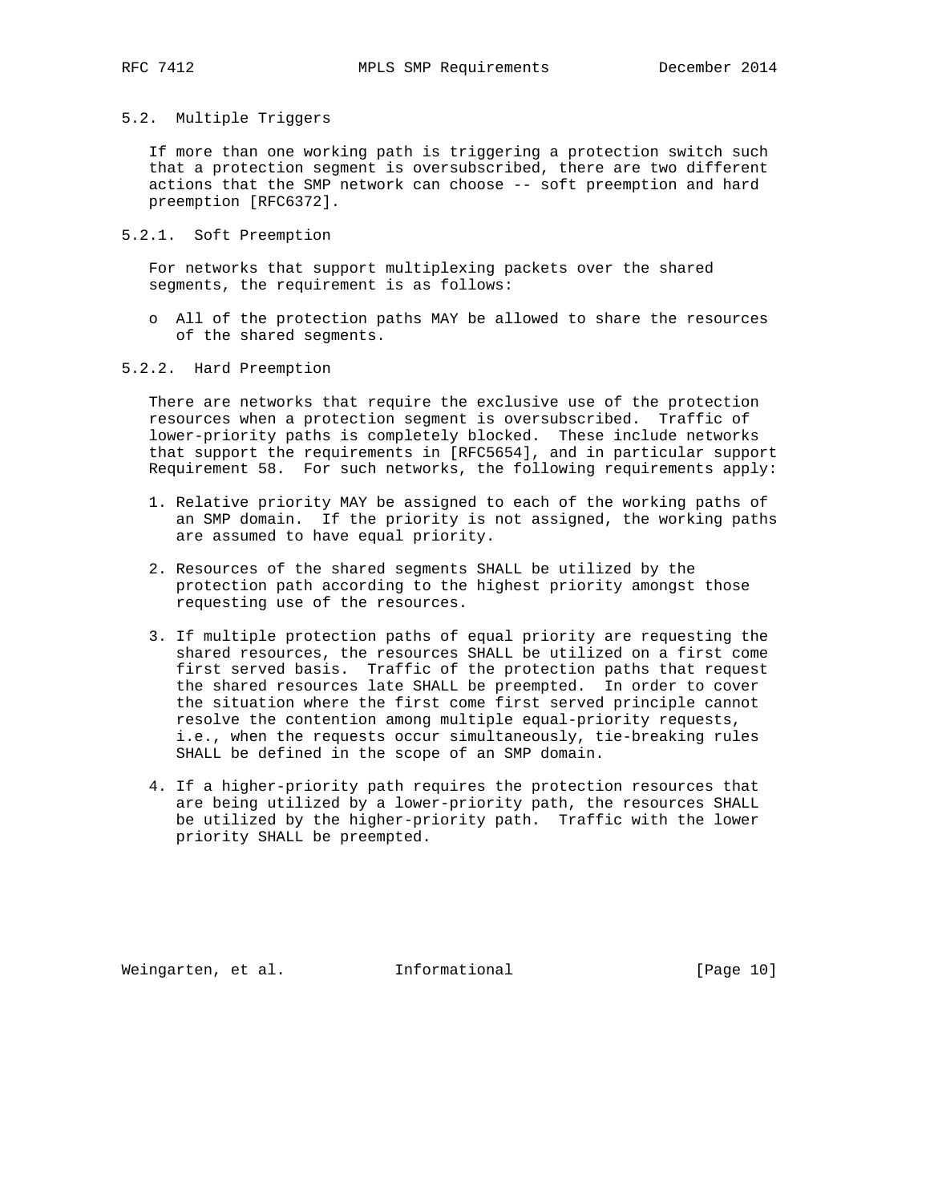### 5.2. Multiple Triggers

If more than one working path is triggering a protection switch such that a protection segment is oversubscribed, there are two different actions that the SMP network can choose -- soft preemption and hard preemption [RFC6372].

#### 5.2.1. Soft Preemption

For networks that support multiplexing packets over the shared segments, the requirement is as follows:

- All of the protection paths MAY be allowed to share the resources of the shared segments.

#### 5.2.2. Hard Preemption

There are networks that require the exclusive use of the protection resources when a protection segment is oversubscribed. Traffic of lower-priority paths is completely blocked. These include networks that support the requirements in [RFC5654], and in particular support Requirement 58. For such networks, the following requirements apply:

1. Relative priority MAY be assigned to each of the working paths of an SMP domain. If the priority is not assigned, the working paths are assumed to have equal priority.

2. Resources of the shared segments SHALL be utilized by the protection path according to the highest priority amongst those requesting use of the resources.

3. If multiple protection paths of equal priority are requesting the shared resources, the resources SHALL be utilized on a first come first served basis. Traffic of the protection paths that request the shared resources late SHALL be preempted. In order to cover the situation where the first come first served principle cannot resolve the contention among multiple equal-priority requests, i.e., when the requests occur simultaneously, tie-breaking rules SHALL be defined in the scope of an SMP domain.

4. If a higher-priority path requires the protection resources that are being utilized by a lower-priority path, the resources SHALL be utilized by the higher-priority path. Traffic with the lower priority SHALL be preempted.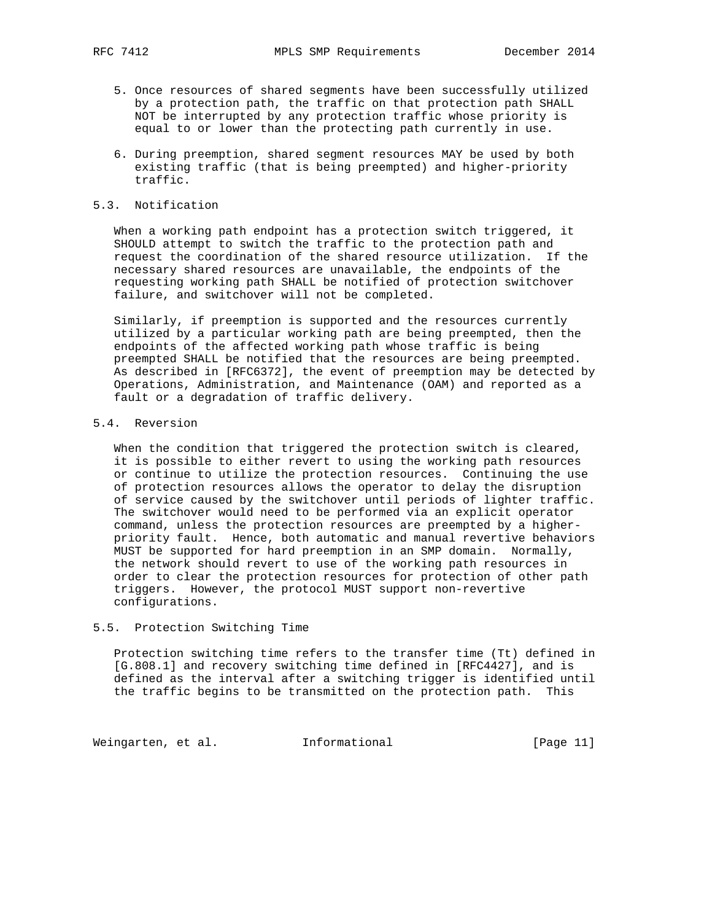5. Once resources of shared segments have been successfully utilized by a protection path, the traffic on that protection path SHALL NOT be interrupted by any protection traffic whose priority is equal to or lower than the protecting path currently in use.

6. During preemption, shared segment resources MAY be used by both existing traffic (that is being preempted) and higher-priority traffic.

### 5.3. Notification

When a working path endpoint has a protection switch triggered, it SHOULD attempt to switch the traffic to the protection path and request the coordination of the shared resource utilization. If the necessary shared resources are unavailable, the endpoints of the requesting working path SHALL be notified of protection switchover failure, and switchover will not be completed.

Similarly, if preemption is supported and the resources currently utilized by a particular working path are being preempted, then the endpoints of the affected working path whose traffic is being preempted SHALL be notified that the resources are being preempted. As described in [RFC6372], the event of preemption may be detected by Operations, Administration, and Maintenance (OAM) and reported as a fault or a degradation of traffic delivery.

### 5.4. Reversion

When the condition that triggered the protection switch is cleared, it is possible to either revert to using the working path resources or continue to utilize the protection resources. Continuing the use of protection resources allows the operator to delay the disruption of service caused by the switchover until periods of lighter traffic. The switchover would need to be performed via an explicit operator command, unless the protection resources are preempted by a higher-priority fault. Hence, both automatic and manual revertive behaviors MUST be supported for hard preemption in an SMP domain. Normally, the network should revert to use of the working path resources in order to clear the protection resources for protection of other path triggers. However, the protocol MUST support non-revertive configurations.

### 5.5. Protection Switching Time

Protection switching time refers to the transfer time (Tt) defined in [G.808.1] and recovery switching time defined in [RFC4427], and is defined as the interval after a switching trigger is identified until the traffic begins to be transmitted on the protection path. This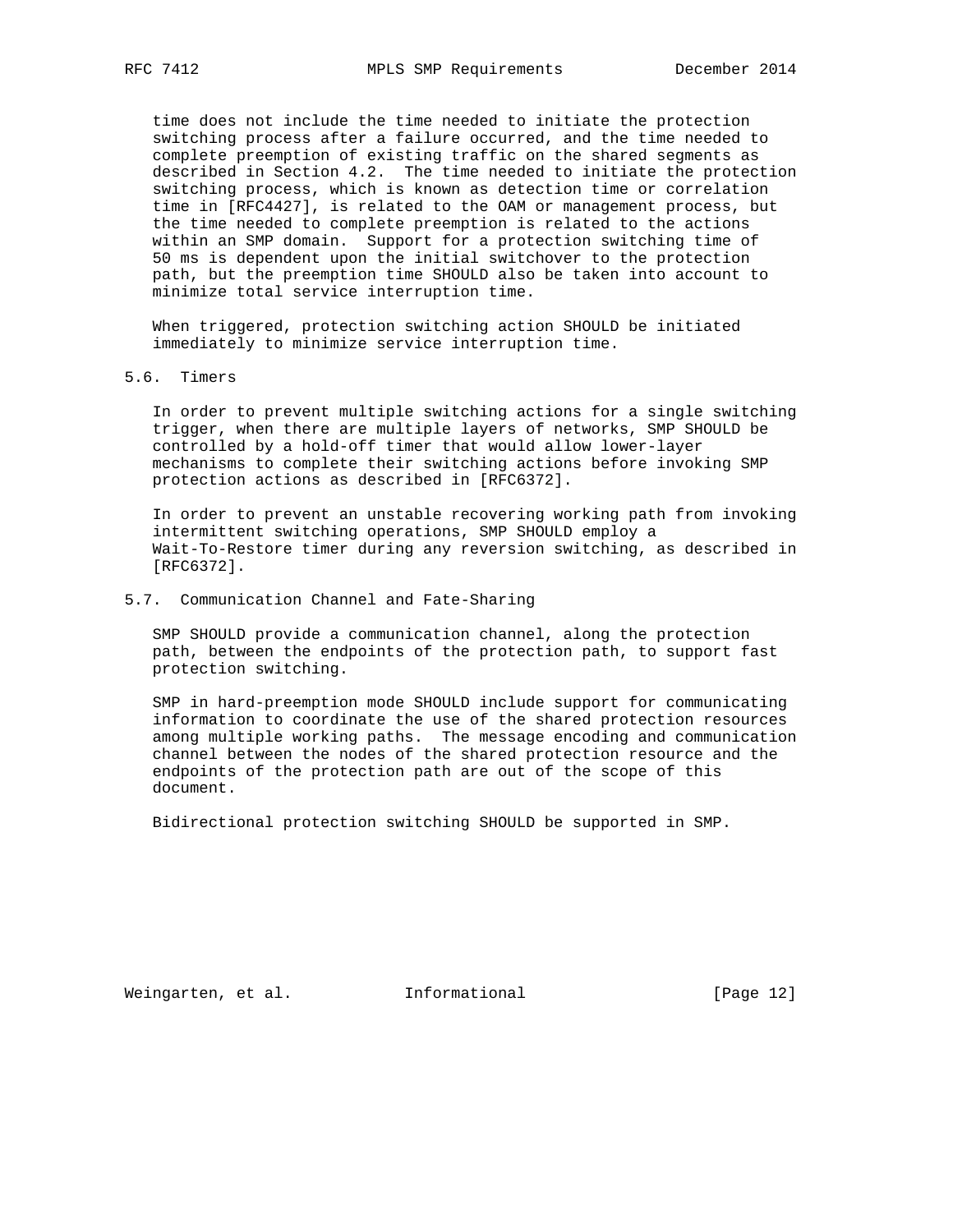time does not include the time needed to initiate the protection switching process after a failure occurred, and the time needed to complete preemption of existing traffic on the shared segments as described in Section 4.2. The time needed to initiate the protection switching process, which is known as detection time or correlation time in [RFC4427], is related to the OAM or management process, but the time needed to complete preemption is related to the actions within an SMP domain. Support for a protection switching time of 50 ms is dependent upon the initial switchover to the protection path, but the preemption time SHOULD also be taken into account to minimize total service interruption time.

When triggered, protection switching action SHOULD be initiated immediately to minimize service interruption time.

### 5.6. Timers

In order to prevent multiple switching actions for a single switching trigger, when there are multiple layers of networks, SMP SHOULD be controlled by a hold-off timer that would allow lower-layer mechanisms to complete their switching actions before invoking SMP protection actions as described in [RFC6372].

In order to prevent an unstable recovering working path from invoking intermittent switching operations, SMP SHOULD employ a Wait-To-Restore timer during any reversion switching, as described in [RFC6372].

### 5.7. Communication Channel and Fate-Sharing

SMP SHOULD provide a communication channel, along the protection path, between the endpoints of the protection path, to support fast protection switching.

SMP in hard-preemption mode SHOULD include support for communicating information to coordinate the use of the shared protection resources among multiple working paths. The message encoding and communication channel between the nodes of the shared protection resource and the endpoints of the protection path are out of the scope of this document.

Bidirectional protection switching SHOULD be supported in SMP.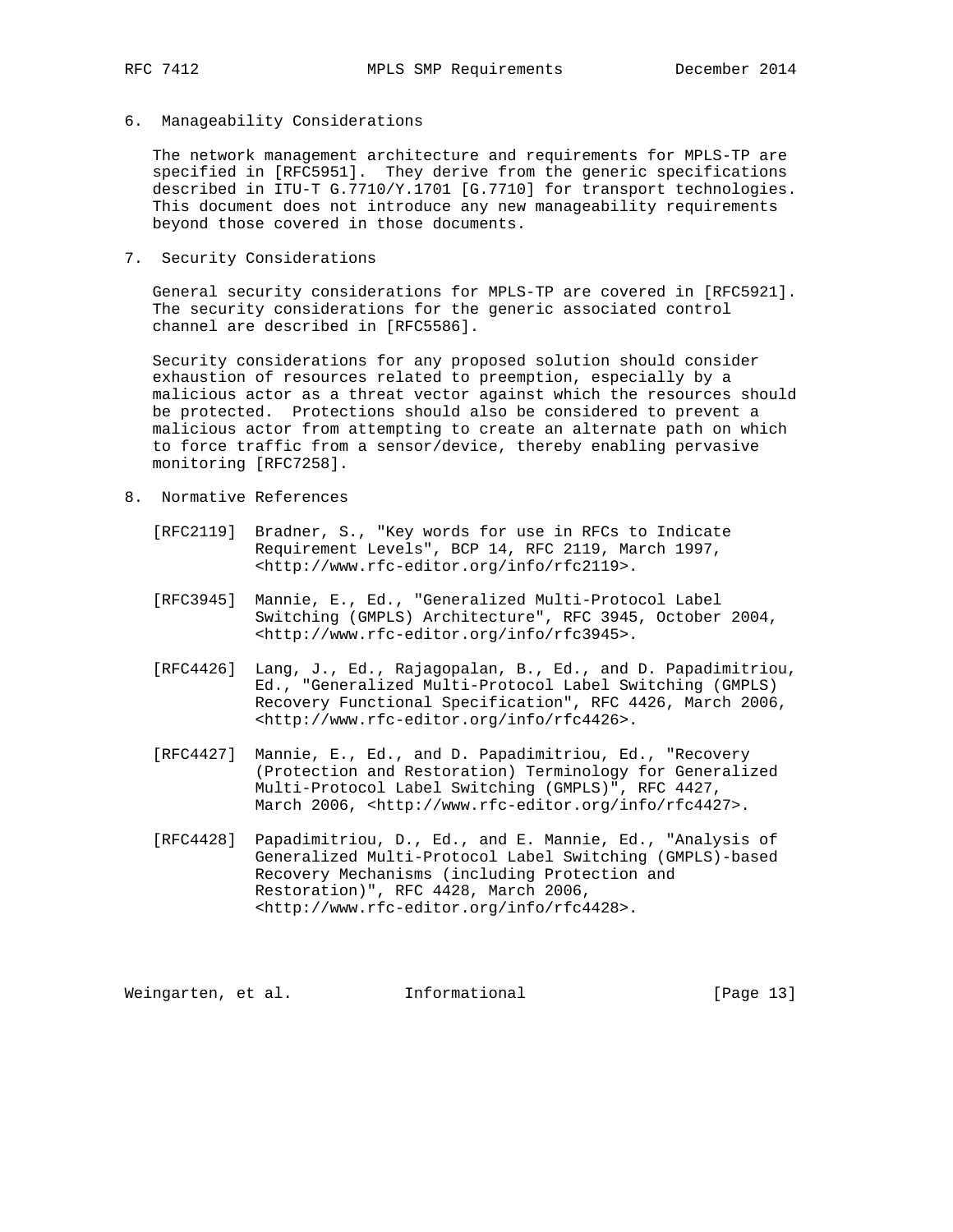## 6. Manageability Considerations

The network management architecture and requirements for MPLS-TP are specified in [RFC5951]. They derive from the generic specifications described in ITU-T G.7710/Y.1701 [G.7710] for transport technologies. This document does not introduce any new manageability requirements beyond those covered in those documents.

## 7. Security Considerations

General security considerations for MPLS-TP are covered in [RFC5921]. The security considerations for the generic associated control channel are described in [RFC5586].

Security considerations for any proposed solution should consider exhaustion of resources related to preemption, especially by a malicious actor as a threat vector against which the resources should be protected. Protections should also be considered to prevent a malicious actor from attempting to create an alternate path on which to force traffic from a sensor/device, thereby enabling pervasive monitoring [RFC7258].

## 8. Normative References

[RFC2119] Bradner, S., "Key words for use in RFCs to Indicate Requirement Levels", BCP 14, RFC 2119, March 1997, <http://www.rfc-editor.org/info/rfc2119>.

[RFC3945] Mannie, E., Ed., "Generalized Multi-Protocol Label Switching (GMPLS) Architecture", RFC 3945, October 2004, <http://www.rfc-editor.org/info/rfc3945>.

[RFC4426] Lang, J., Ed., Rajagopalan, B., Ed., and D. Papadimitriou, Ed., "Generalized Multi-Protocol Label Switching (GMPLS) Recovery Functional Specification", RFC 4426, March 2006, <http://www.rfc-editor.org/info/rfc4426>.

[RFC4427] Mannie, E., Ed., and D. Papadimitriou, Ed., "Recovery (Protection and Restoration) Terminology for Generalized Multi-Protocol Label Switching (GMPLS)", RFC 4427, March 2006, <http://www.rfc-editor.org/info/rfc4427>.

[RFC4428] Papadimitriou, D., Ed., and E. Mannie, Ed., "Analysis of Generalized Multi-Protocol Label Switching (GMPLS)-based Recovery Mechanisms (including Protection and Restoration)", RFC 4428, March 2006, <http://www.rfc-editor.org/info/rfc4428>.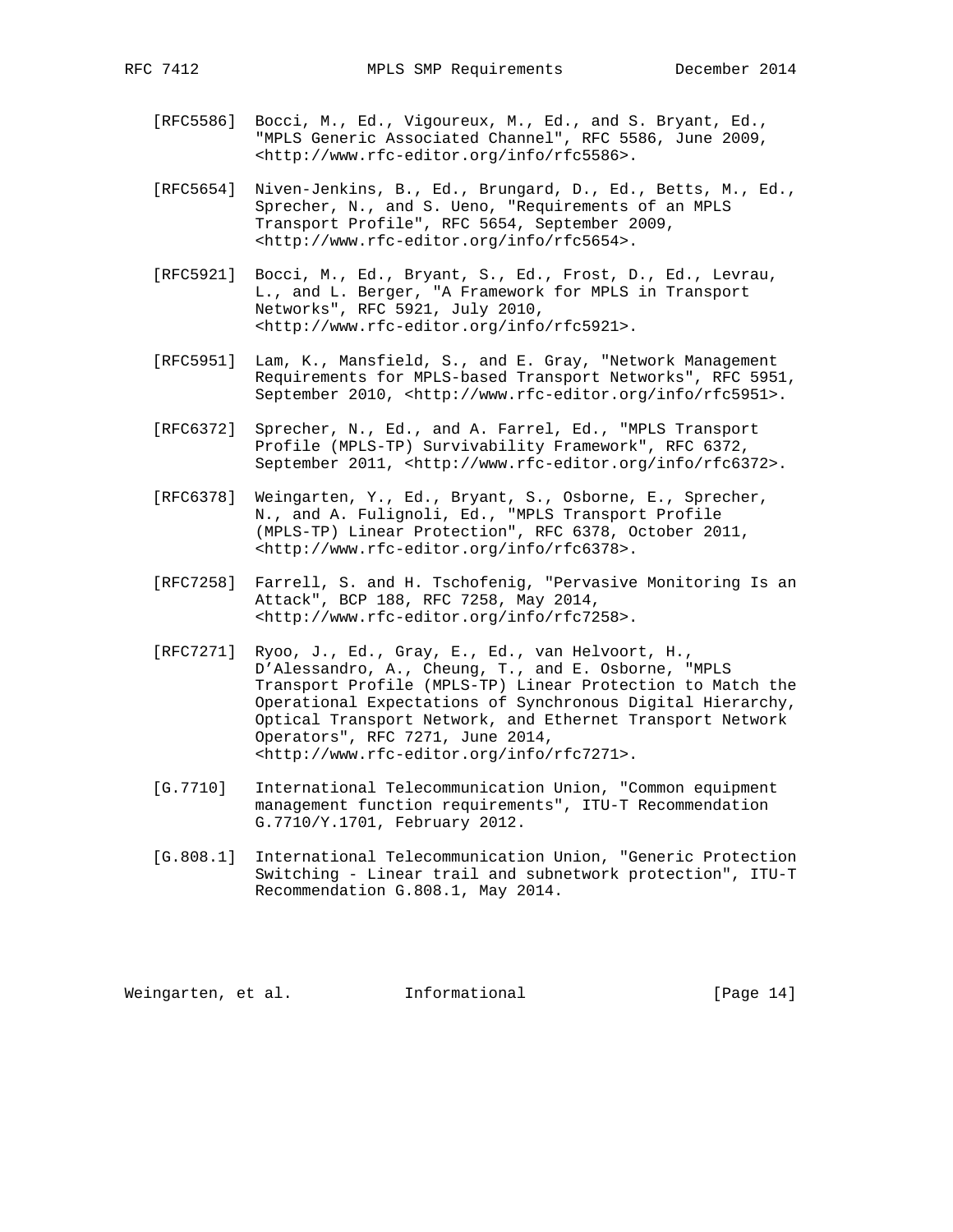[RFC5586] Bocci, M., Ed., Vigoureux, M., Ed., and S. Bryant, Ed., "MPLS Generic Associated Channel", RFC 5586, June 2009, <http://www.rfc-editor.org/info/rfc5586>.

[RFC5654] Niven-Jenkins, B., Ed., Brungard, D., Ed., Betts, M., Ed., Sprecher, N., and S. Ueno, "Requirements of an MPLS Transport Profile", RFC 5654, September 2009, <http://www.rfc-editor.org/info/rfc5654>.

[RFC5921] Bocci, M., Ed., Bryant, S., Ed., Frost, D., Ed., Levrau, L., and L. Berger, "A Framework for MPLS in Transport Networks", RFC 5921, July 2010, <http://www.rfc-editor.org/info/rfc5921>.

[RFC5951] Lam, K., Mansfield, S., and E. Gray, "Network Management Requirements for MPLS-based Transport Networks", RFC 5951, September 2010, <http://www.rfc-editor.org/info/rfc5951>.

[RFC6372] Sprecher, N., Ed., and A. Farrel, Ed., "MPLS Transport Profile (MPLS-TP) Survivability Framework", RFC 6372, September 2011, <http://www.rfc-editor.org/info/rfc6372>.

[RFC6378] Weingarten, Y., Ed., Bryant, S., Osborne, E., Sprecher, N., and A. Fulignoli, Ed., "MPLS Transport Profile (MPLS-TP) Linear Protection", RFC 6378, October 2011, <http://www.rfc-editor.org/info/rfc6378>.

[RFC7258] Farrell, S. and H. Tschofenig, "Pervasive Monitoring Is an Attack", BCP 188, RFC 7258, May 2014, <http://www.rfc-editor.org/info/rfc7258>.

[RFC7271] Ryoo, J., Ed., Gray, E., Ed., van Helvoort, H., D'Alessandro, A., Cheung, T., and E. Osborne, "MPLS Transport Profile (MPLS-TP) Linear Protection to Match the Operational Expectations of Synchronous Digital Hierarchy, Optical Transport Network, and Ethernet Transport Network Operators", RFC 7271, June 2014, <http://www.rfc-editor.org/info/rfc7271>.

[G.7710] International Telecommunication Union, "Common equipment management function requirements", ITU-T Recommendation G.7710/Y.1701, February 2012.

[G.808.1] International Telecommunication Union, "Generic Protection Switching - Linear trail and subnetwork protection", ITU-T Recommendation G.808.1, May 2014.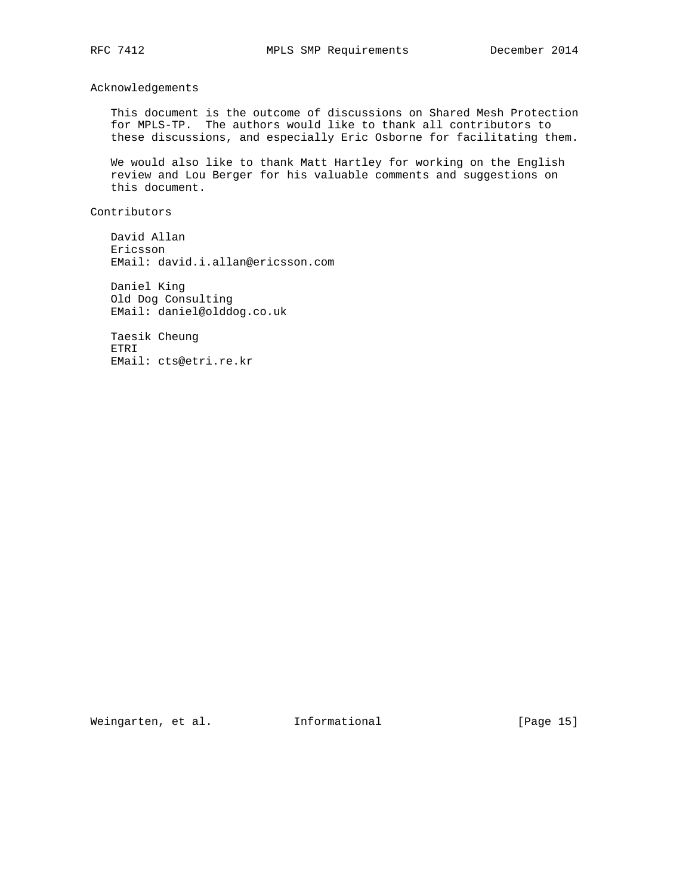## Acknowledgements

This document is the outcome of discussions on Shared Mesh Protection for MPLS-TP. The authors would like to thank all contributors to these discussions, and especially Eric Osborne for facilitating them.

We would also like to thank Matt Hartley for working on the English review and Lou Berger for his valuable comments and suggestions on this document.

## Contributors

David Allan
Ericsson
EMail: david.i.allan@ericsson.com

Daniel King
Old Dog Consulting
EMail: daniel@olddog.co.uk

Taesik Cheung
ETRI
EMail: cts@etri.re.kr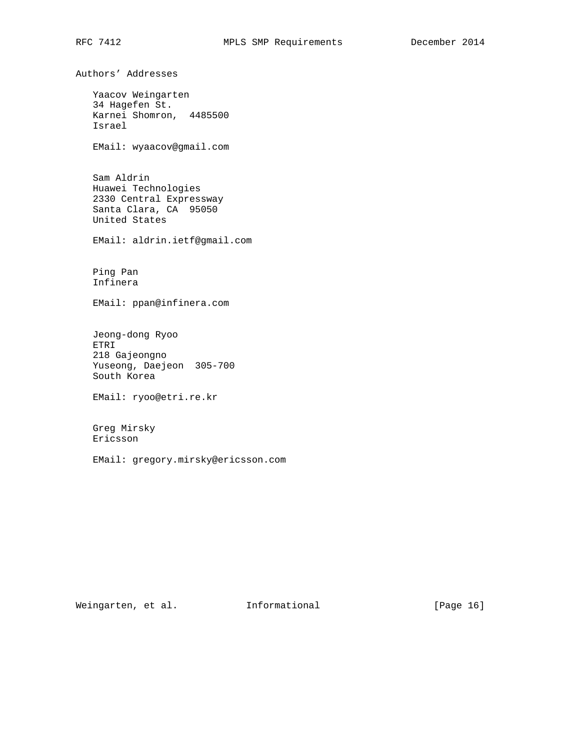## Authors' Addresses

Yaacov Weingarten
34 Hagefen St.
Karnei Shomron,  4485500
Israel

EMail: wyaacov@gmail.com

Sam Aldrin
Huawei Technologies
2330 Central Expressway
Santa Clara, CA  95050
United States

EMail: aldrin.ietf@gmail.com

Ping Pan
Infinera

EMail: ppan@infinera.com

Jeong-dong Ryoo
ETRI
218 Gajeongno
Yuseong, Daejeon  305-700
South Korea

EMail: ryoo@etri.re.kr

Greg Mirsky
Ericsson

EMail: gregory.mirsky@ericsson.com